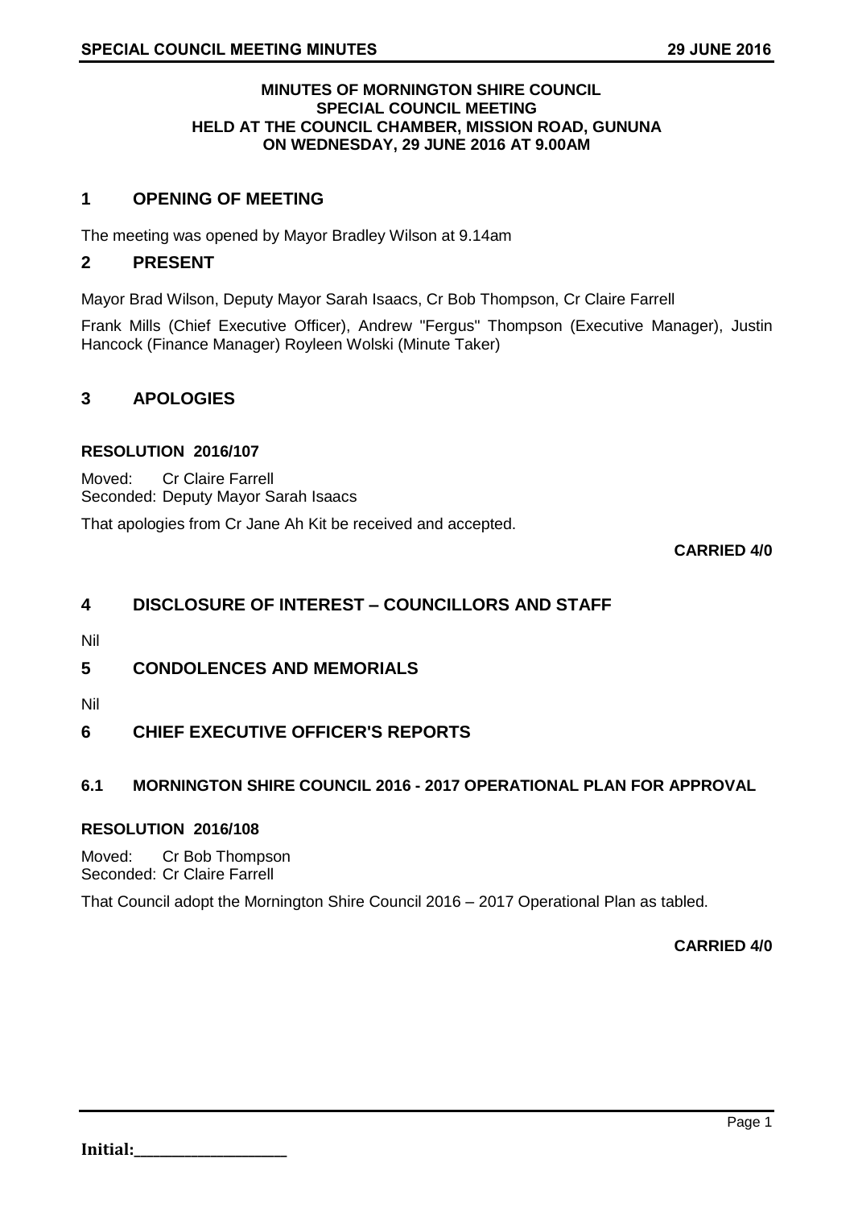**MINUTES OF MORNINGTON SHIRE COUNCIL**
**SPECIAL COUNCIL MEETING**
**HELD AT THE COUNCIL CHAMBER, MISSION ROAD, GUNUNA**
**ON WEDNESDAY, 29 JUNE 2016 AT 9.00AM**

## 1 OPENING OF MEETING

The meeting was opened by Mayor Bradley Wilson at 9.14am

## 2 PRESENT

Mayor Brad Wilson, Deputy Mayor Sarah Isaacs, Cr Bob Thompson, Cr Claire Farrell

Frank Mills (Chief Executive Officer), Andrew "Fergus" Thompson (Executive Manager), Justin Hancock (Finance Manager) Royleen Wolski (Minute Taker)

## 3 APOLOGIES

**RESOLUTION 2016/107**

Moved: Cr Claire Farrell
Seconded: Deputy Mayor Sarah Isaacs

That apologies from Cr Jane Ah Kit be received and accepted.

**CARRIED 4/0**

## 4 DISCLOSURE OF INTEREST – COUNCILLORS AND STAFF

Nil

## 5 CONDOLENCES AND MEMORIALS

Nil

## 6 CHIEF EXECUTIVE OFFICER'S REPORTS

### 6.1 MORNINGTON SHIRE COUNCIL 2016 - 2017 OPERATIONAL PLAN FOR APPROVAL

**RESOLUTION 2016/108**

Moved: Cr Bob Thompson
Seconded: Cr Claire Farrell

That Council adopt the Mornington Shire Council 2016 – 2017 Operational Plan as tabled.

**CARRIED 4/0**

**Initial:**___________________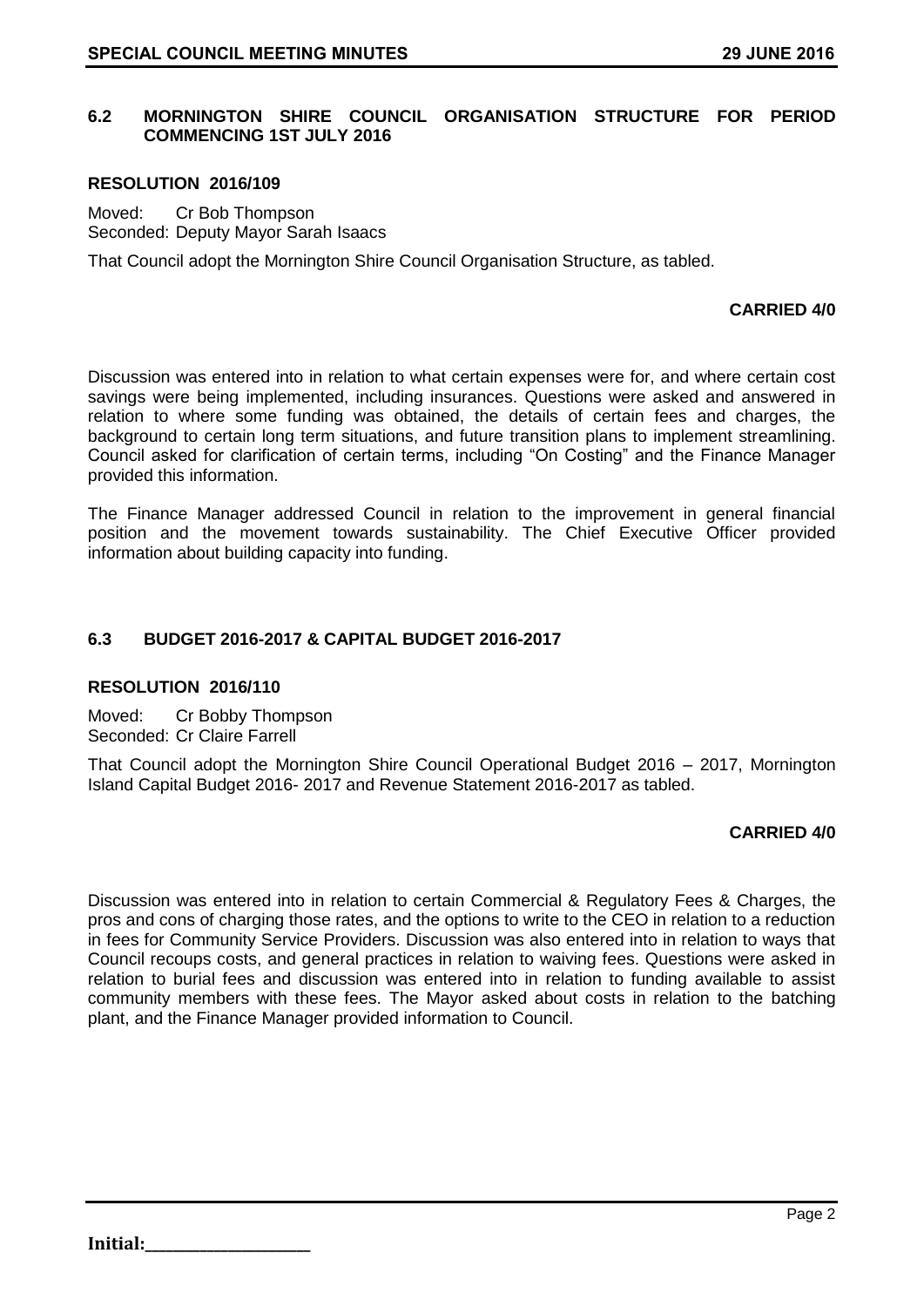### 6.2 MORNINGTON SHIRE COUNCIL ORGANISATION STRUCTURE FOR PERIOD COMMENCING 1ST JULY 2016

**RESOLUTION 2016/109**

Moved: Cr Bob Thompson
Seconded: Deputy Mayor Sarah Isaacs

That Council adopt the Mornington Shire Council Organisation Structure, as tabled.

**CARRIED 4/0**

Discussion was entered into in relation to what certain expenses were for, and where certain cost savings were being implemented, including insurances. Questions were asked and answered in relation to where some funding was obtained, the details of certain fees and charges, the background to certain long term situations, and future transition plans to implement streamlining. Council asked for clarification of certain terms, including "On Costing" and the Finance Manager provided this information.

The Finance Manager addressed Council in relation to the improvement in general financial position and the movement towards sustainability. The Chief Executive Officer provided information about building capacity into funding.

### 6.3 BUDGET 2016-2017 & CAPITAL BUDGET 2016-2017

**RESOLUTION 2016/110**

Moved: Cr Bobby Thompson
Seconded: Cr Claire Farrell

That Council adopt the Mornington Shire Council Operational Budget 2016 – 2017, Mornington Island Capital Budget 2016- 2017 and Revenue Statement 2016-2017 as tabled.

**CARRIED 4/0**

Discussion was entered into in relation to certain Commercial & Regulatory Fees & Charges, the pros and cons of charging those rates, and the options to write to the CEO in relation to a reduction in fees for Community Service Providers. Discussion was also entered into in relation to ways that Council recoups costs, and general practices in relation to waiving fees. Questions were asked in relation to burial fees and discussion was entered into in relation to funding available to assist community members with these fees. The Mayor asked about costs in relation to the batching plant, and the Finance Manager provided information to Council.

**Initial:**___________________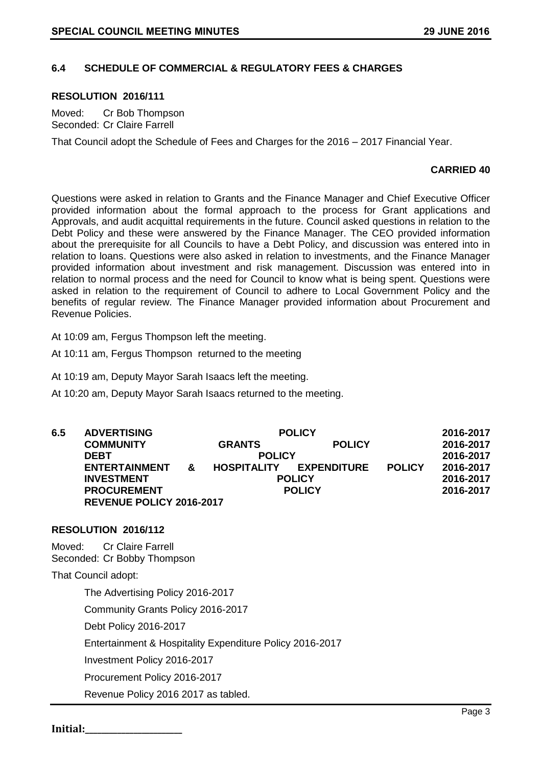### 6.4 SCHEDULE OF COMMERCIAL & REGULATORY FEES & CHARGES

**RESOLUTION 2016/111**

Moved: Cr Bob Thompson
Seconded: Cr Claire Farrell

That Council adopt the Schedule of Fees and Charges for the 2016 – 2017 Financial Year.

**CARRIED 40**

Questions were asked in relation to Grants and the Finance Manager and Chief Executive Officer provided information about the formal approach to the process for Grant applications and Approvals, and audit acquittal requirements in the future. Council asked questions in relation to the Debt Policy and these were answered by the Finance Manager. The CEO provided information about the prerequisite for all Councils to have a Debt Policy, and discussion was entered into in relation to loans. Questions were also asked in relation to investments, and the Finance Manager provided information about investment and risk management. Discussion was entered into in relation to normal process and the need for Council to know what is being spent. Questions were asked in relation to the requirement of Council to adhere to Local Government Policy and the benefits of regular review. The Finance Manager provided information about Procurement and Revenue Policies.

At 10:09 am, Fergus Thompson left the meeting.

At 10:11 am, Fergus Thompson returned to the meeting

At 10:19 am, Deputy Mayor Sarah Isaacs left the meeting.

At 10:20 am, Deputy Mayor Sarah Isaacs returned to the meeting.

### 6.5 ADVERTISING POLICY 2016-2017 COMMUNITY GRANTS POLICY 2016-2017 DEBT POLICY 2016-2017 ENTERTAINMENT & HOSPITALITY EXPENDITURE POLICY 2016-2017 INVESTMENT POLICY 2016-2017 PROCUREMENT POLICY 2016-2017 REVENUE POLICY 2016-2017

**RESOLUTION 2016/112**

Moved: Cr Claire Farrell
Seconded: Cr Bobby Thompson

That Council adopt:

The Advertising Policy 2016-2017

Community Grants Policy 2016-2017

Debt Policy 2016-2017

Entertainment & Hospitality Expenditure Policy 2016-2017

Investment Policy 2016-2017

Procurement Policy 2016-2017

Revenue Policy 2016 2017 as tabled.

**Initial:**__________________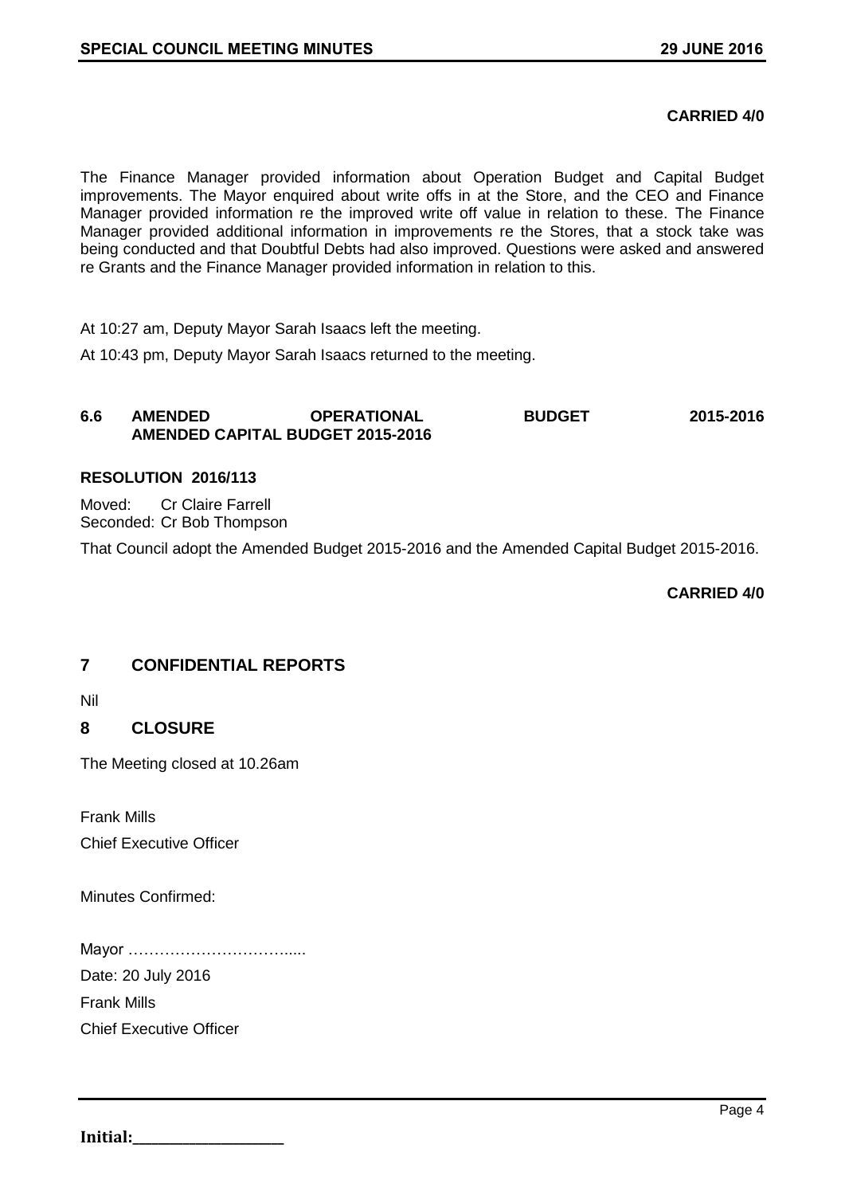**CARRIED 4/0**

The Finance Manager provided information about Operation Budget and Capital Budget improvements. The Mayor enquired about write offs in at the Store, and the CEO and Finance Manager provided information re the improved write off value in relation to these. The Finance Manager provided additional information in improvements re the Stores, that a stock take was being conducted and that Doubtful Debts had also improved. Questions were asked and answered re Grants and the Finance Manager provided information in relation to this.

At 10:27 am, Deputy Mayor Sarah Isaacs left the meeting.

At 10:43 pm, Deputy Mayor Sarah Isaacs returned to the meeting.

### 6.6 AMENDED OPERATIONAL BUDGET 2015-2016 AMENDED CAPITAL BUDGET 2015-2016

**RESOLUTION 2016/113**

Moved: Cr Claire Farrell
Seconded: Cr Bob Thompson

That Council adopt the Amended Budget 2015-2016 and the Amended Capital Budget 2015-2016.

**CARRIED 4/0**

## 7 CONFIDENTIAL REPORTS

Nil

## 8 CLOSURE

The Meeting closed at 10.26am

Frank Mills
Chief Executive Officer

Minutes Confirmed:

Mayor …………………………......
Date: 20 July 2016
Frank Mills
Chief Executive Officer

**Initial:**__________________